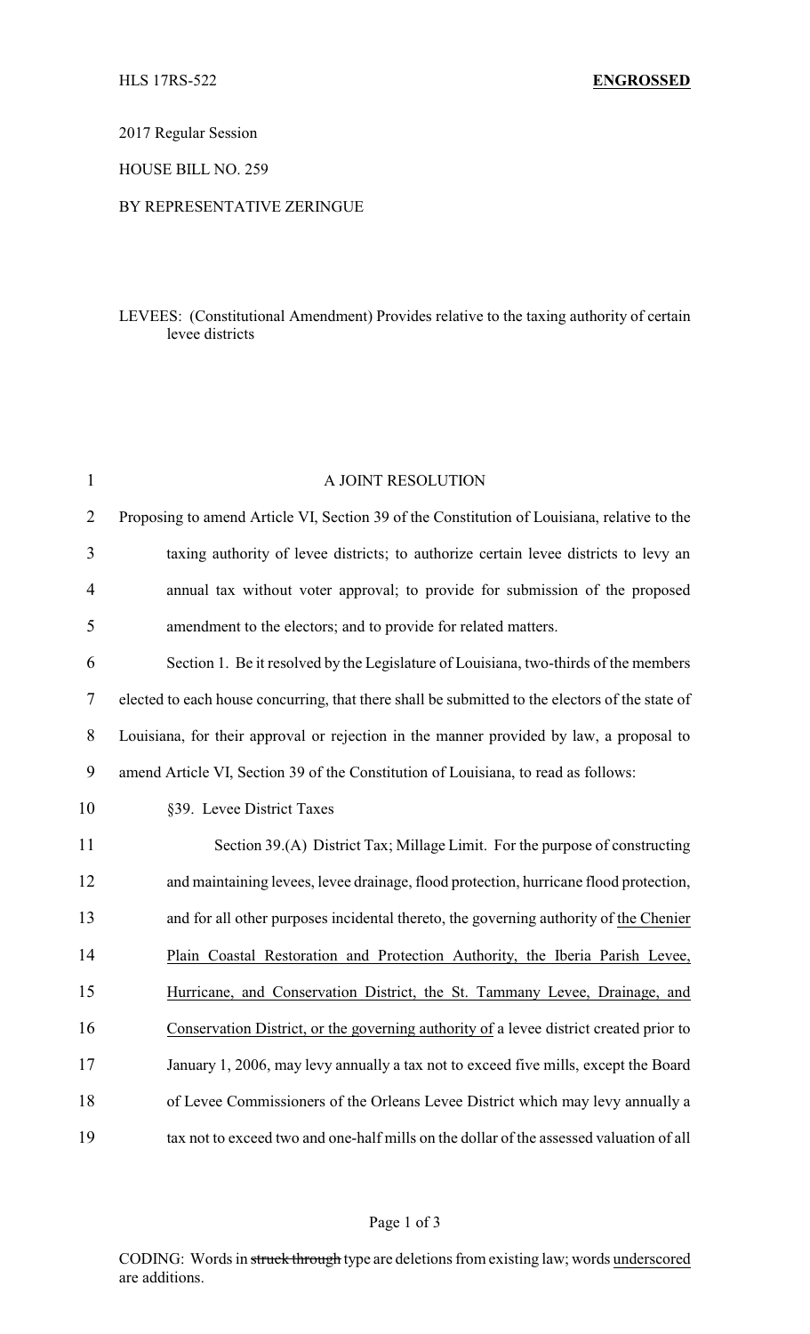HLS 17RS-522 **ENGROSSED**

2017 Regular Session

HOUSE BILL NO. 259

BY REPRESENTATIVE ZERINGUE

LEVEES: (Constitutional Amendment) Provides relative to the taxing authority of certain levee districts

A JOINT RESOLUTION

Proposing to amend Article VI, Section 39 of the Constitution of Louisiana, relative to the taxing authority of levee districts; to authorize certain levee districts to levy an annual tax without voter approval; to provide for submission of the proposed amendment to the electors; and to provide for related matters.

Section 1. Be it resolved by the Legislature of Louisiana, two-thirds of the members elected to each house concurring, that there shall be submitted to the electors of the state of Louisiana, for their approval or rejection in the manner provided by law, a proposal to amend Article VI, Section 39 of the Constitution of Louisiana, to read as follows:

§39. Levee District Taxes

Section 39.(A) District Tax; Millage Limit. For the purpose of constructing and maintaining levees, levee drainage, flood protection, hurricane flood protection, and for all other purposes incidental thereto, the governing authority of <u>the Chenier Plain Coastal Restoration and Protection Authority, the Iberia Parish Levee, Hurricane, and Conservation District, the St. Tammany Levee, Drainage, and Conservation District, or the governing authority of</u> a levee district created prior to January 1, 2006, may levy annually a tax not to exceed five mills, except the Board of Levee Commissioners of the Orleans Levee District which may levy annually a tax not to exceed two and one-half mills on the dollar of the assessed valuation of all

CODING: Words in ~~struck through~~ type are deletions from existing law; words <u>underscored</u> are additions.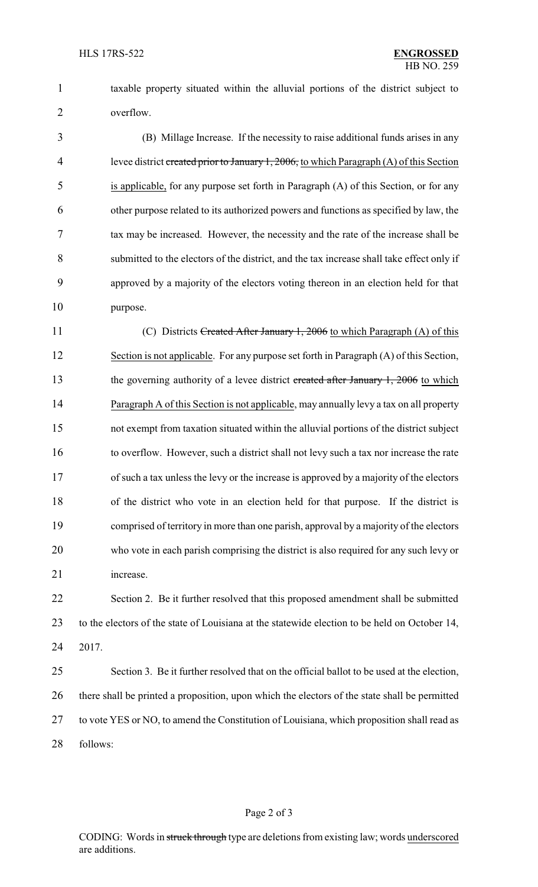taxable property situated within the alluvial portions of the district subject to overflow.

(B) Millage Increase. If the necessity to raise additional funds arises in any levee district ~~created prior to January 1, 2006,~~ <u>to which Paragraph (A) of this Section is applicable,</u> for any purpose set forth in Paragraph (A) of this Section, or for any other purpose related to its authorized powers and functions as specified by law, the tax may be increased. However, the necessity and the rate of the increase shall be submitted to the electors of the district, and the tax increase shall take effect only if approved by a majority of the electors voting thereon in an election held for that purpose.

(C) Districts ~~Created After January 1, 2006~~ <u>to which Paragraph (A) of this Section is not applicable</u>. For any purpose set forth in Paragraph (A) of this Section, the governing authority of a levee district ~~created after January 1, 2006~~ <u>to which Paragraph A of this Section is not applicable</u>, may annually levy a tax on all property not exempt from taxation situated within the alluvial portions of the district subject to overflow. However, such a district shall not levy such a tax nor increase the rate of such a tax unless the levy or the increase is approved by a majority of the electors of the district who vote in an election held for that purpose. If the district is comprised of territory in more than one parish, approval by a majority of the electors who vote in each parish comprising the district is also required for any such levy or increase.

Section 2. Be it further resolved that this proposed amendment shall be submitted to the electors of the state of Louisiana at the statewide election to be held on October 14, 2017.

Section 3. Be it further resolved that on the official ballot to be used at the election, there shall be printed a proposition, upon which the electors of the state shall be permitted to vote YES or NO, to amend the Constitution of Louisiana, which proposition shall read as follows:

CODING: Words in ~~struck through~~ type are deletions from existing law; words <u>underscored</u> are additions.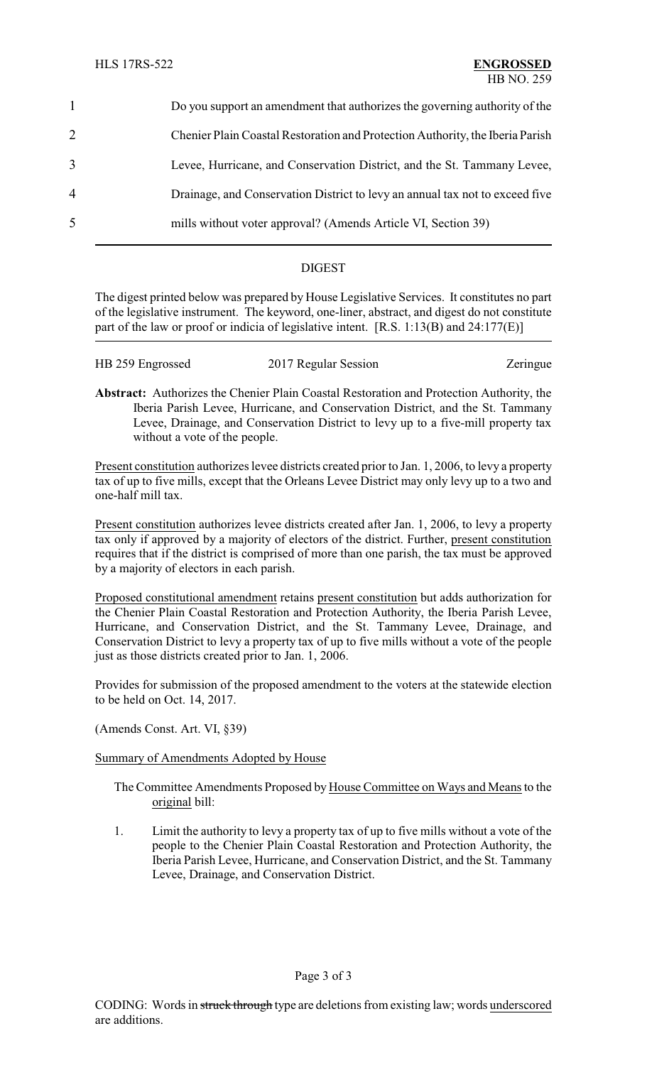1 Do you support an amendment that authorizes the governing authority of the
2 Chenier Plain Coastal Restoration and Protection Authority, the Iberia Parish
3 Levee, Hurricane, and Conservation District, and the St. Tammany Levee,
4 Drainage, and Conservation District to levy an annual tax not to exceed five
5 mills without voter approval? (Amends Article VI, Section 39)

---

## DIGEST

The digest printed below was prepared by House Legislative Services. It constitutes no part of the legislative instrument. The keyword, one-liner, abstract, and digest do not constitute part of the law or proof or indicia of legislative intent. [R.S. 1:13(B) and 24:177(E)]

---

HB 259 Engrossed 2017 Regular Session Zeringue

**Abstract:** Authorizes the Chenier Plain Coastal Restoration and Protection Authority, the Iberia Parish Levee, Hurricane, and Conservation District, and the St. Tammany Levee, Drainage, and Conservation District to levy up to a five-mill property tax without a vote of the people.

Present constitution authorizes levee districts created prior to Jan. 1, 2006, to levy a property tax of up to five mills, except that the Orleans Levee District may only levy up to a two and one-half mill tax.

Present constitution authorizes levee districts created after Jan. 1, 2006, to levy a property tax only if approved by a majority of electors of the district. Further, present constitution requires that if the district is comprised of more than one parish, the tax must be approved by a majority of electors in each parish.

Proposed constitutional amendment retains present constitution but adds authorization for the Chenier Plain Coastal Restoration and Protection Authority, the Iberia Parish Levee, Hurricane, and Conservation District, and the St. Tammany Levee, Drainage, and Conservation District to levy a property tax of up to five mills without a vote of the people just as those districts created prior to Jan. 1, 2006.

Provides for submission of the proposed amendment to the voters at the statewide election to be held on Oct. 14, 2017.

(Amends Const. Art. VI, §39)

Summary of Amendments Adopted by House

The Committee Amendments Proposed by House Committee on Ways and Means to the original bill:

1. Limit the authority to levy a property tax of up to five mills without a vote of the people to the Chenier Plain Coastal Restoration and Protection Authority, the Iberia Parish Levee, Hurricane, and Conservation District, and the St. Tammany Levee, Drainage, and Conservation District.

CODING: Words in ~~struck through~~ type are deletions from existing law; words underscored are additions.